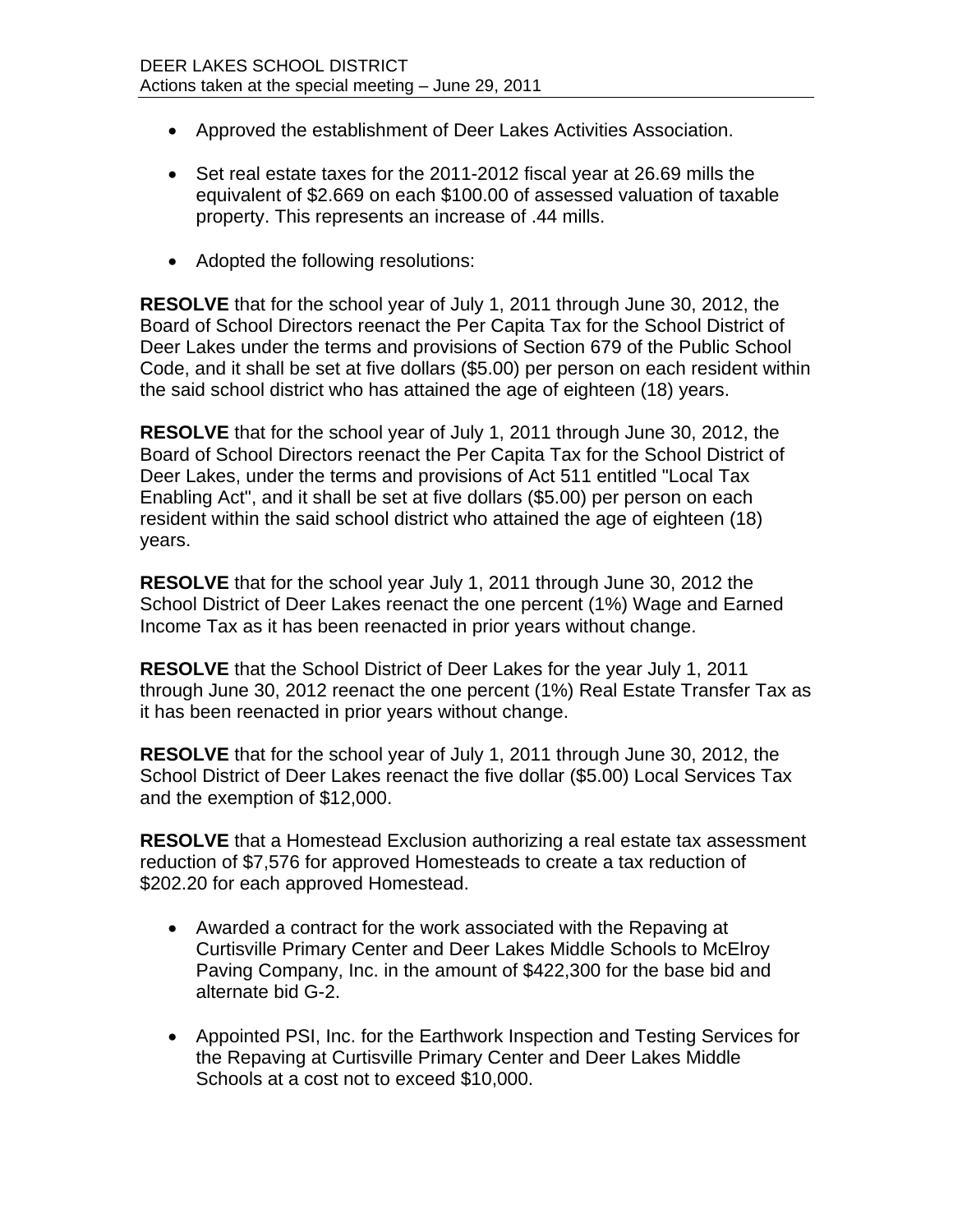DEER LAKES SCHOOL DISTRICT
Actions taken at the special meeting – June 29, 2011

- Approved the establishment of Deer Lakes Activities Association.

- Set real estate taxes for the 2011-2012 fiscal year at 26.69 mills the equivalent of $2.669 on each $100.00 of assessed valuation of taxable property. This represents an increase of .44 mills.

- Adopted the following resolutions:

**RESOLVE** that for the school year of July 1, 2011 through June 30, 2012, the Board of School Directors reenact the Per Capita Tax for the School District of Deer Lakes under the terms and provisions of Section 679 of the Public School Code, and it shall be set at five dollars ($5.00) per person on each resident within the said school district who has attained the age of eighteen (18) years.

**RESOLVE** that for the school year of July 1, 2011 through June 30, 2012, the Board of School Directors reenact the Per Capita Tax for the School District of Deer Lakes, under the terms and provisions of Act 511 entitled "Local Tax Enabling Act", and it shall be set at five dollars ($5.00) per person on each resident within the said school district who attained the age of eighteen (18) years.

**RESOLVE** that for the school year July 1, 2011 through June 30, 2012 the School District of Deer Lakes reenact the one percent (1%) Wage and Earned Income Tax as it has been reenacted in prior years without change.

**RESOLVE** that the School District of Deer Lakes for the year July 1, 2011 through June 30, 2012 reenact the one percent (1%) Real Estate Transfer Tax as it has been reenacted in prior years without change.

**RESOLVE** that for the school year of July 1, 2011 through June 30, 2012, the School District of Deer Lakes reenact the five dollar ($5.00) Local Services Tax and the exemption of $12,000.

**RESOLVE** that a Homestead Exclusion authorizing a real estate tax assessment reduction of $7,576 for approved Homesteads to create a tax reduction of $202.20 for each approved Homestead.

- Awarded a contract for the work associated with the Repaving at Curtisville Primary Center and Deer Lakes Middle Schools to McElroy Paving Company, Inc. in the amount of $422,300 for the base bid and alternate bid G-2.

- Appointed PSI, Inc. for the Earthwork Inspection and Testing Services for the Repaving at Curtisville Primary Center and Deer Lakes Middle Schools at a cost not to exceed $10,000.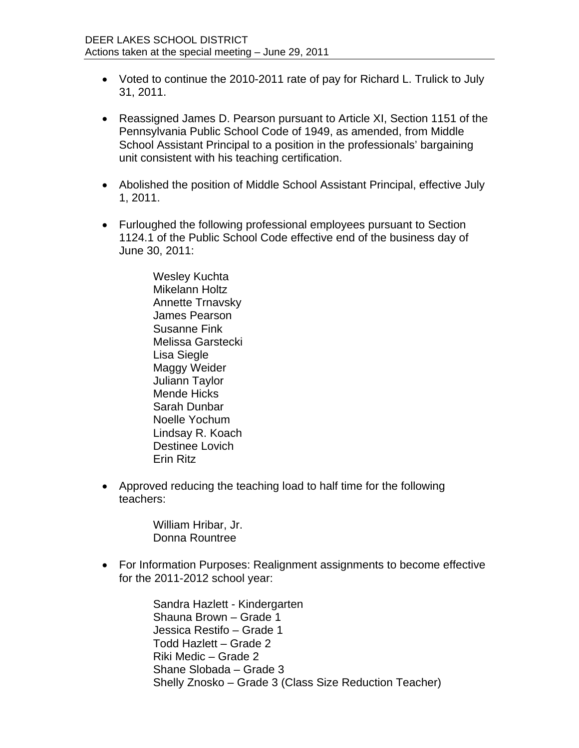- Voted to continue the 2010-2011 rate of pay for Richard L. Trulick to July 31, 2011.

- Reassigned James D. Pearson pursuant to Article XI, Section 1151 of the Pennsylvania Public School Code of 1949, as amended, from Middle School Assistant Principal to a position in the professionals' bargaining unit consistent with his teaching certification.

- Abolished the position of Middle School Assistant Principal, effective July 1, 2011.

- Furloughed the following professional employees pursuant to Section 1124.1 of the Public School Code effective end of the business day of June 30, 2011:

  Wesley Kuchta
  Mikelann Holtz
  Annette Trnavsky
  James Pearson
  Susanne Fink
  Melissa Garstecki
  Lisa Siegle
  Maggy Weider
  Juliann Taylor
  Mende Hicks
  Sarah Dunbar
  Noelle Yochum
  Lindsay R. Koach
  Destinee Lovich
  Erin Ritz

- Approved reducing the teaching load to half time for the following teachers:

  William Hribar, Jr.
  Donna Rountree

- For Information Purposes: Realignment assignments to become effective for the 2011-2012 school year:

  Sandra Hazlett - Kindergarten
  Shauna Brown – Grade 1
  Jessica Restifo – Grade 1
  Todd Hazlett – Grade 2
  Riki Medic – Grade 2
  Shane Slobada – Grade 3
  Shelly Znosko – Grade 3 (Class Size Reduction Teacher)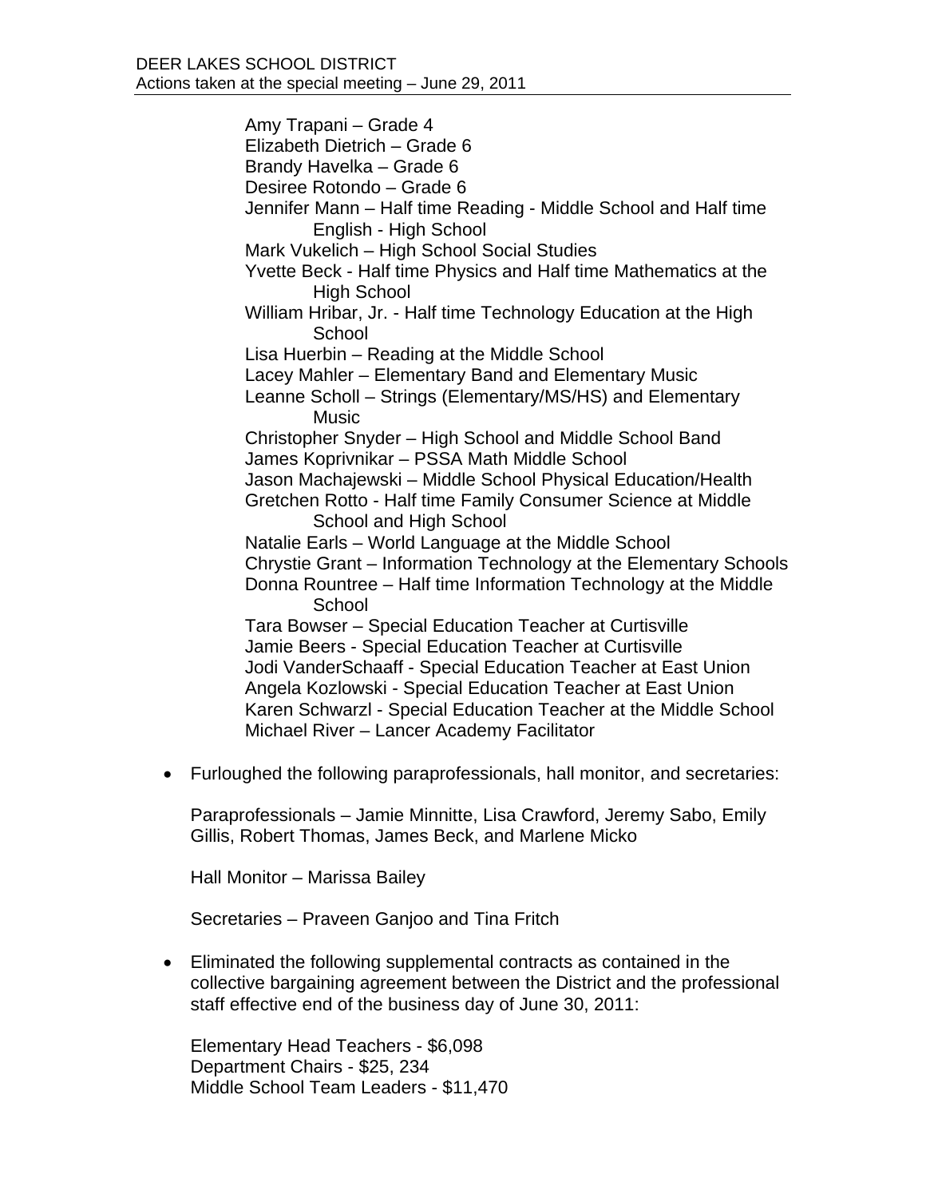Amy Trapani – Grade 4
Elizabeth Dietrich – Grade 6
Brandy Havelka – Grade 6
Desiree Rotondo – Grade 6
Jennifer Mann – Half time Reading - Middle School and Half time English - High School
Mark Vukelich – High School Social Studies
Yvette Beck - Half time Physics and Half time Mathematics at the High School
William Hribar, Jr. - Half time Technology Education at the High School
Lisa Huerbin – Reading at the Middle School
Lacey Mahler – Elementary Band and Elementary Music
Leanne Scholl – Strings (Elementary/MS/HS) and Elementary Music
Christopher Snyder – High School and Middle School Band
James Koprivnikar – PSSA Math Middle School
Jason Machajewski – Middle School Physical Education/Health
Gretchen Rotto - Half time Family Consumer Science at Middle School and High School
Natalie Earls – World Language at the Middle School
Chrystie Grant – Information Technology at the Elementary Schools
Donna Rountree – Half time Information Technology at the Middle School
Tara Bowser – Special Education Teacher at Curtisville
Jamie Beers - Special Education Teacher at Curtisville
Jodi VanderSchaaff - Special Education Teacher at East Union
Angela Kozlowski - Special Education Teacher at East Union
Karen Schwarzl - Special Education Teacher at the Middle School
Michael River – Lancer Academy Facilitator

- Furloughed the following paraprofessionals, hall monitor, and secretaries:

  Paraprofessionals – Jamie Minnitte, Lisa Crawford, Jeremy Sabo, Emily Gillis, Robert Thomas, James Beck, and Marlene Micko

  Hall Monitor – Marissa Bailey

  Secretaries – Praveen Ganjoo and Tina Fritch

- Eliminated the following supplemental contracts as contained in the collective bargaining agreement between the District and the professional staff effective end of the business day of June 30, 2011:

  Elementary Head Teachers - $6,098
  Department Chairs - $25, 234
  Middle School Team Leaders - $11,470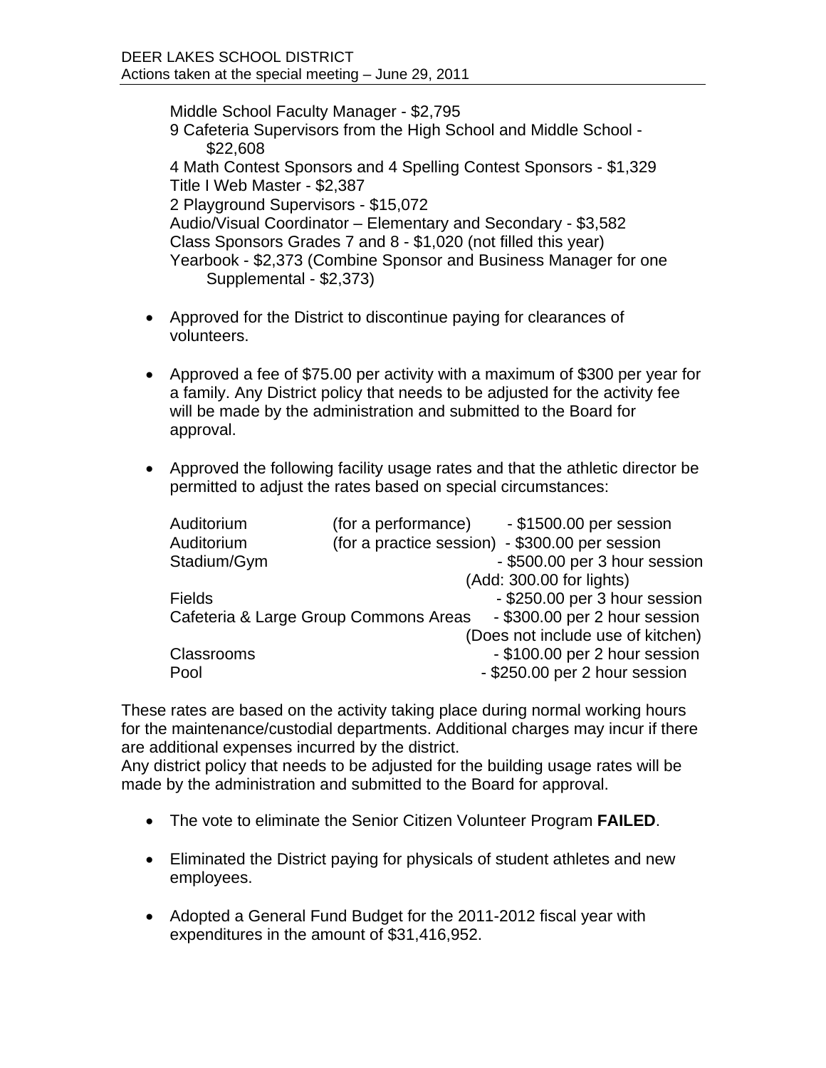Middle School Faculty Manager - $2,795
9 Cafeteria Supervisors from the High School and Middle School - $22,608
4 Math Contest Sponsors and 4 Spelling Contest Sponsors - $1,329
Title I Web Master - $2,387
2 Playground Supervisors - $15,072
Audio/Visual Coordinator – Elementary and Secondary - $3,582
Class Sponsors Grades 7 and 8 - $1,020 (not filled this year)
Yearbook - $2,373 (Combine Sponsor and Business Manager for one Supplemental - $2,373)

- Approved for the District to discontinue paying for clearances of volunteers.

- Approved a fee of $75.00 per activity with a maximum of $300 per year for a family. Any District policy that needs to be adjusted for the activity fee will be made by the administration and submitted to the Board for approval.

- Approved the following facility usage rates and that the athletic director be permitted to adjust the rates based on special circumstances:

| | | |
|---|---|---|
| Auditorium | (for a performance) | - $1500.00 per session |
| Auditorium | (for a practice session) | - $300.00 per session |
| Stadium/Gym | | - $500.00 per 3 hour session (Add: 300.00 for lights) |
| Fields | | - $250.00 per 3 hour session |
| Cafeteria & Large Group Commons Areas | | - $300.00 per 2 hour session (Does not include use of kitchen) |
| Classrooms | | - $100.00 per 2 hour session |
| Pool | | - $250.00 per 2 hour session |

These rates are based on the activity taking place during normal working hours for the maintenance/custodial departments. Additional charges may incur if there are additional expenses incurred by the district.
Any district policy that needs to be adjusted for the building usage rates will be made by the administration and submitted to the Board for approval.

- The vote to eliminate the Senior Citizen Volunteer Program **FAILED**.

- Eliminated the District paying for physicals of student athletes and new employees.

- Adopted a General Fund Budget for the 2011-2012 fiscal year with expenditures in the amount of $31,416,952.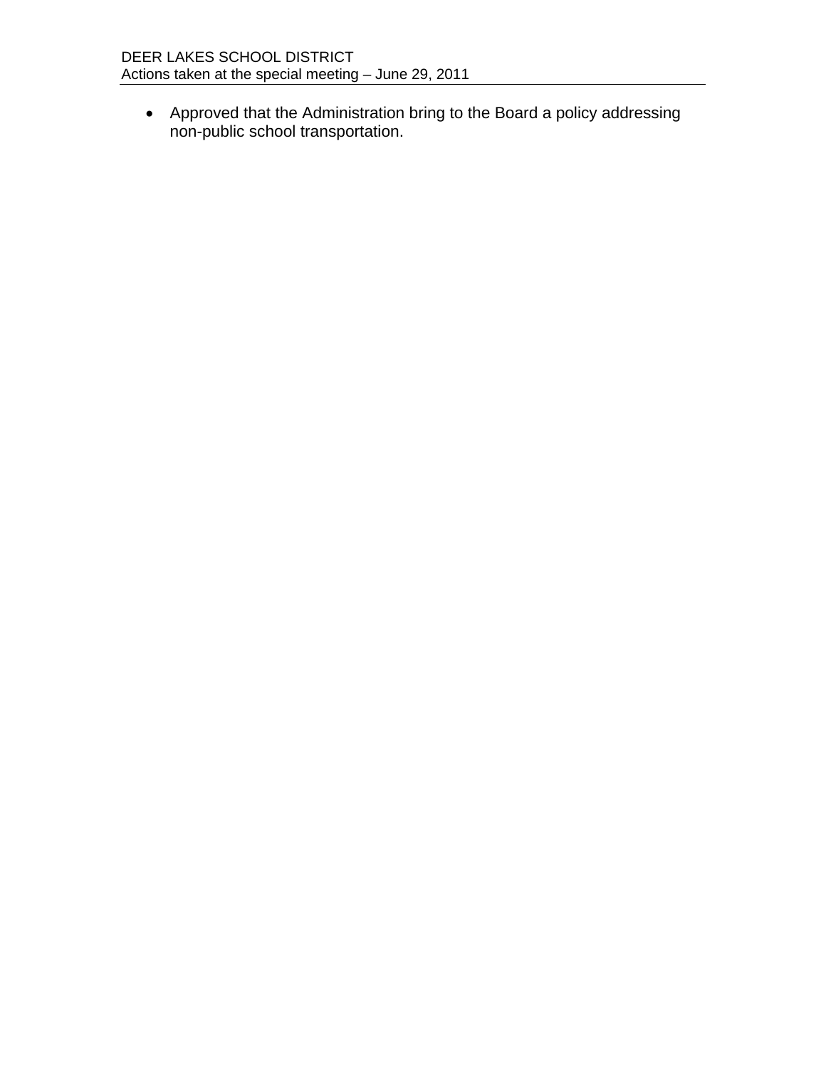- Approved that the Administration bring to the Board a policy addressing non-public school transportation.